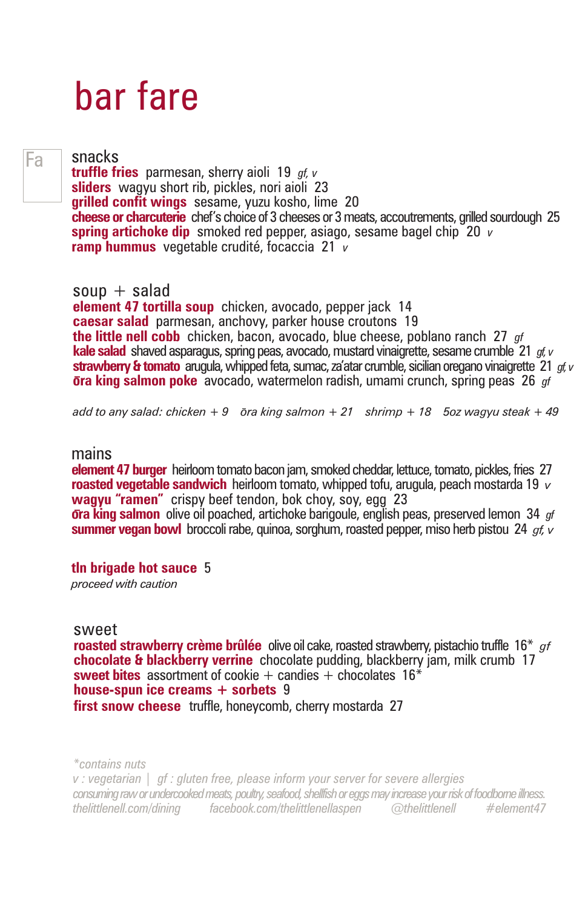# bar fare

Fa

## snacks

**truffle fries** parmesan, sherry aioli 19 *gf, v*
**sliders** wagyu short rib, pickles, nori aioli 23
**grilled confit wings** sesame, yuzu kosho, lime 20
**cheese or charcuterie** chef's choice of 3 cheeses or 3 meats, accoutrements, grilled sourdough 25
**spring artichoke dip** smoked red pepper, asiago, sesame bagel chip 20 *v*
**ramp hummus** vegetable crudité, focaccia 21 *v*

## soup + salad

**element 47 tortilla soup** chicken, avocado, pepper jack 14
**caesar salad** parmesan, anchovy, parker house croutons 19
**the little nell cobb** chicken, bacon, avocado, blue cheese, poblano ranch 27 *gf*
**kale salad** shaved asparagus, spring peas, avocado, mustard vinaigrette, sesame crumble 21 *gf, v*
**strawberry & tomato** arugula, whipped feta, sumac, za'atar crumble, sicilian oregano vinaigrette 21 *gf, v*
**ōra king salmon poke** avocado, watermelon radish, umami crunch, spring peas 26 *gf*

*add to any salad: chicken + 9 ōra king salmon + 21 shrimp + 18 5oz wagyu steak + 49*

## mains

**element 47 burger** heirloom tomato bacon jam, smoked cheddar, lettuce, tomato, pickles, fries 27
**roasted vegetable sandwich** heirloom tomato, whipped tofu, arugula, peach mostarda 19 *v*
**wagyu "ramen"** crispy beef tendon, bok choy, soy, egg 23
**ōra king salmon** olive oil poached, artichoke barigoule, english peas, preserved lemon 34 *gf*
**summer vegan bowl** broccoli rabe, quinoa, sorghum, roasted pepper, miso herb pistou 24 *gf, v*

**tln brigade hot sauce** 5
*proceed with caution*

## sweet

**roasted strawberry crème brûlée** olive oil cake, roasted strawberry, pistachio truffle 16* *gf*
**chocolate & blackberry verrine** chocolate pudding, blackberry jam, milk crumb 17
**sweet bites** assortment of cookie + candies + chocolates 16*
**house-spun ice creams + sorbets** 9
**first snow cheese** truffle, honeycomb, cherry mostarda 27

*\*contains nuts*
*v : vegetarian | gf : gluten free, please inform your server for severe allergies*
*consuming raw or undercooked meats, poultry, seafood, shellfish or eggs may increase your risk of foodborne illness.*
*thelittlenell.com/dining facebook.com/thelittlenellaspen @thelittlenell #element47*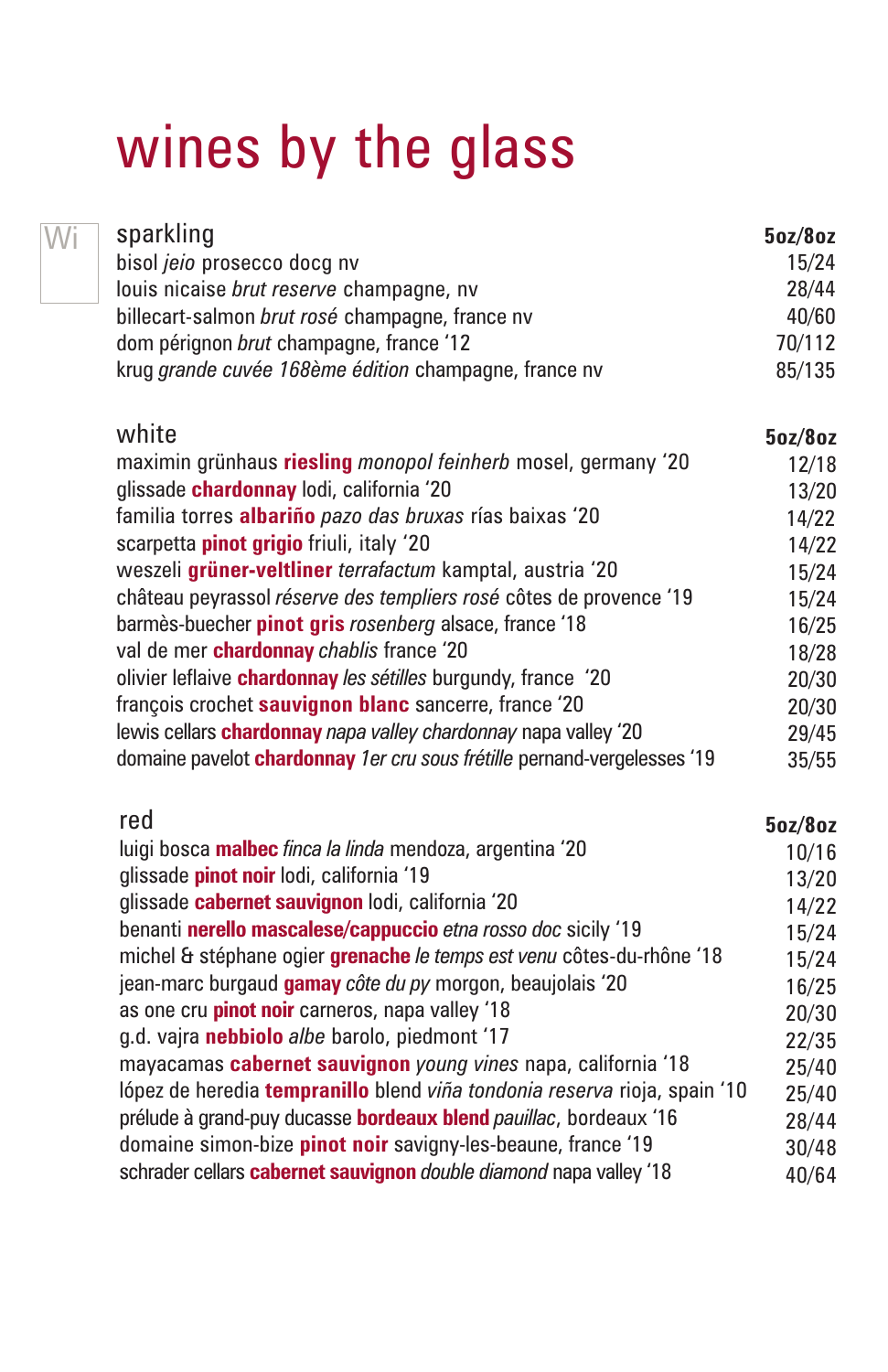# wines by the glass

Wi

| sparkling | 5oz/8oz |
|---|---|
| bisol *jeio* prosecco docg nv | 15/24 |
| louis nicaise *brut reserve* champagne, nv | 28/44 |
| billecart-salmon *brut rosé* champagne, france nv | 40/60 |
| dom pérignon *brut* champagne, france '12 | 70/112 |
| krug *grande cuvée 168ème édition* champagne, france nv | 85/135 |

| white | 5oz/8oz |
|---|---|
| maximin grünhaus **riesling** *monopol feinherb* mosel, germany '20 | 12/18 |
| glissade **chardonnay** lodi, california '20 | 13/20 |
| familia torres **albariño** *pazo das bruxas* rías baixas '20 | 14/22 |
| scarpetta **pinot grigio** friuli, italy '20 | 14/22 |
| weszeli **grüner-veltliner** *terrafactum* kamptal, austria '20 | 15/24 |
| château peyrassol *réserve des templiers rosé* côtes de provence '19 | 15/24 |
| barmès-buecher **pinot gris** *rosenberg* alsace, france '18 | 16/25 |
| val de mer **chardonnay** *chablis* france '20 | 18/28 |
| olivier leflaive **chardonnay** *les sétilles* burgundy, france '20 | 20/30 |
| françois crochet **sauvignon blanc** sancerre, france '20 | 20/30 |
| lewis cellars **chardonnay** *napa valley chardonnay* napa valley '20 | 29/45 |
| domaine pavelot **chardonnay** *1er cru sous frétille* pernand-vergelesses '19 | 35/55 |

| red | 5oz/8oz |
|---|---|
| luigi bosca **malbec** *finca la linda* mendoza, argentina '20 | 10/16 |
| glissade **pinot noir** lodi, california '19 | 13/20 |
| glissade **cabernet sauvignon** lodi, california '20 | 14/22 |
| benanti **nerello mascalese/cappuccio** *etna rosso doc* sicily '19 | 15/24 |
| michel & stéphane ogier **grenache** *le temps est venu* côtes-du-rhône '18 | 15/24 |
| jean-marc burgaud **gamay** *côte du py* morgon, beaujolais '20 | 16/25 |
| as one cru **pinot noir** carneros, napa valley '18 | 20/30 |
| g.d. vajra **nebbiolo** *albe* barolo, piedmont '17 | 22/35 |
| mayacamas **cabernet sauvignon** *young vines* napa, california '18 | 25/40 |
| lópez de heredia **tempranillo** blend *viña tondonia reserva* rioja, spain '10 | 25/40 |
| prélude à grand-puy ducasse **bordeaux blend** *pauillac*, bordeaux '16 | 28/44 |
| domaine simon-bize **pinot noir** savigny-les-beaune, france '19 | 30/48 |
| schrader cellars **cabernet sauvignon** *double diamond* napa valley '18 | 40/64 |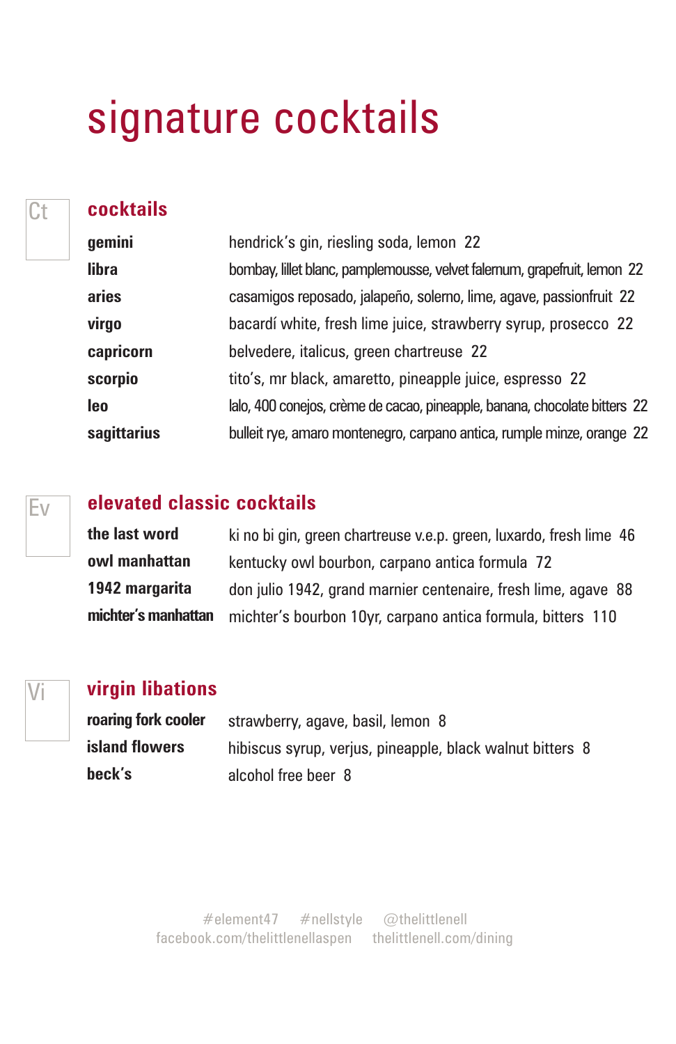# signature cocktails

Ct

## cocktails

| | |
|---|---|
| **gemini** | hendrick's gin, riesling soda, lemon 22 |
| **libra** | bombay, lillet blanc, pamplemousse, velvet falernum, grapefruit, lemon 22 |
| **aries** | casamigos reposado, jalapeño, solerno, lime, agave, passionfruit 22 |
| **virgo** | bacardí white, fresh lime juice, strawberry syrup, prosecco 22 |
| **capricorn** | belvedere, italicus, green chartreuse 22 |
| **scorpio** | tito's, mr black, amaretto, pineapple juice, espresso 22 |
| **leo** | lalo, 400 conejos, crème de cacao, pineapple, banana, chocolate bitters 22 |
| **sagittarius** | bulleit rye, amaro montenegro, carpano antica, rumple minze, orange 22 |

Ev

## elevated classic cocktails

| | |
|---|---|
| **the last word** | ki no bi gin, green chartreuse v.e.p. green, luxardo, fresh lime 46 |
| **owl manhattan** | kentucky owl bourbon, carpano antica formula 72 |
| **1942 margarita** | don julio 1942, grand marnier centenaire, fresh lime, agave 88 |
| **michter's manhattan** | michter's bourbon 10yr, carpano antica formula, bitters 110 |

Vi

## virgin libations

| | |
|---|---|
| **roaring fork cooler** | strawberry, agave, basil, lemon 8 |
| **island flowers** | hibiscus syrup, verjus, pineapple, black walnut bitters 8 |
| **beck's** | alcohol free beer 8 |

#element47 #nellstyle @thelittlenell
facebook.com/thelittlenellaspen thelittlenell.com/dining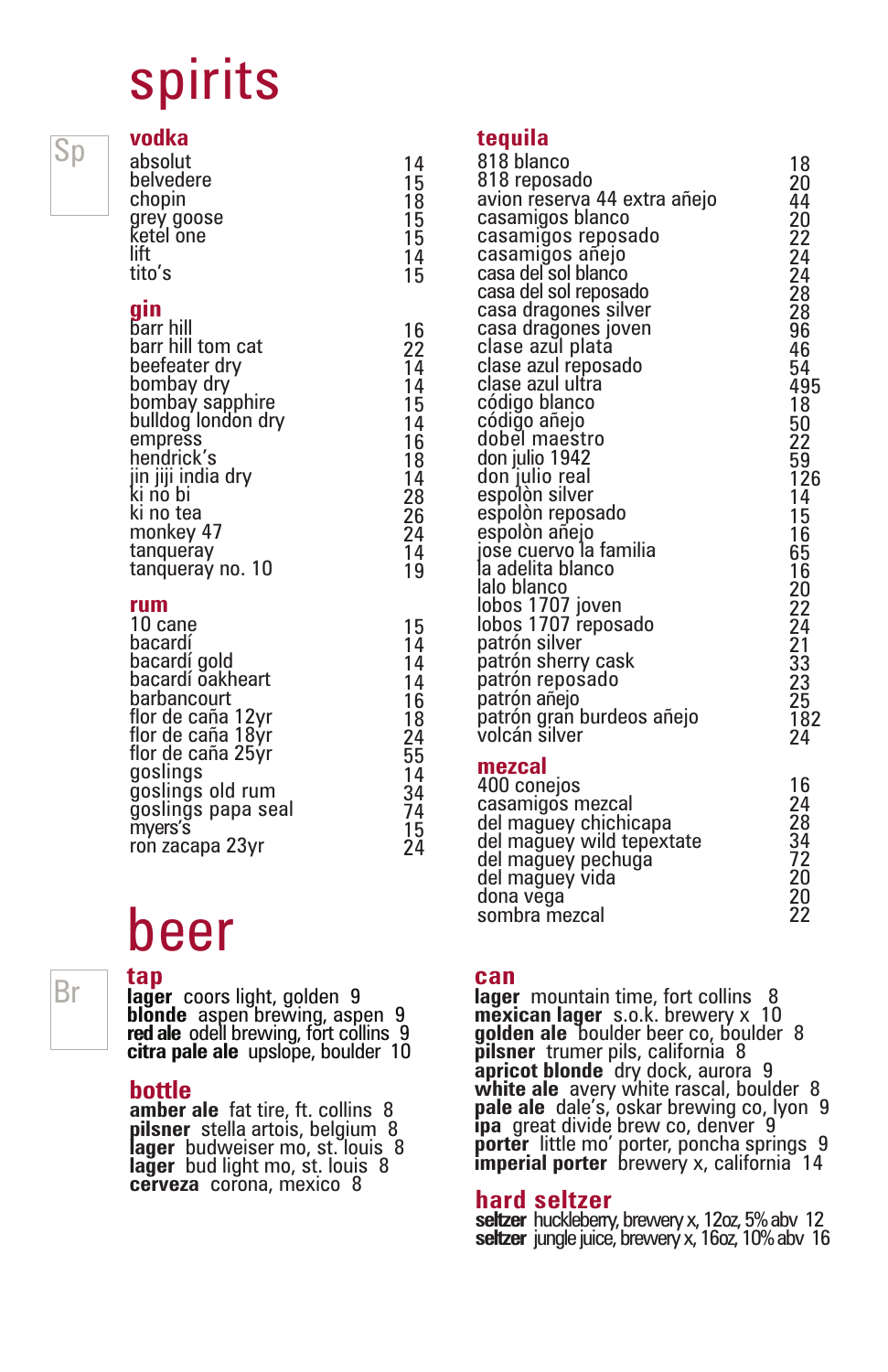# spirits

## vodka

| | |
|---|---|
| absolut | 14 |
| belvedere | 15 |
| chopin | 18 |
| grey goose | 15 |
| ketel one | 15 |
| lift | 14 |
| tito's | 15 |

## gin

| | |
|---|---|
| barr hill | 16 |
| barr hill tom cat | 22 |
| beefeater dry | 14 |
| bombay dry | 14 |
| bombay sapphire | 15 |
| bulldog london dry | 14 |
| empress | 16 |
| hendrick's | 18 |
| jin jiji india dry | 14 |
| ki no bi | 28 |
| ki no tea | 26 |
| monkey 47 | 24 |
| tanqueray | 14 |
| tanqueray no. 10 | 19 |

## rum

| | |
|---|---|
| 10 cane | 15 |
| bacardí | 14 |
| bacardí gold | 14 |
| bacardí oakheart | 14 |
| barbancourt | 16 |
| flor de caña 12yr | 18 |
| flor de caña 18yr | 24 |
| flor de caña 25yr | 55 |
| goslings | 14 |
| goslings old rum | 34 |
| goslings papa seal | 74 |
| myers's | 15 |
| ron zacapa 23yr | 24 |

## tequila

| | |
|---|---|
| 818 blanco | 18 |
| 818 reposado | 20 |
| avion reserva 44 extra añejo | 44 |
| casamigos blanco | 20 |
| casamigos reposado | 22 |
| casamigos añejo | 24 |
| casa del sol blanco | 24 |
| casa del sol reposado | 28 |
| casa dragones silver | 28 |
| casa dragones joven | 96 |
| clase azul plata | 46 |
| clase azul reposado | 54 |
| clase azul ultra | 495 |
| código blanco | 18 |
| código añejo | 50 |
| dobel maestro | 22 |
| don julio 1942 | 59 |
| don julio real | 126 |
| espolòn silver | 14 |
| espolòn reposado | 15 |
| espolòn añejo | 16 |
| jose cuervo la familia | 65 |
| la adelita blanco | 16 |
| lalo blanco | 20 |
| lobos 1707 joven | 22 |
| lobos 1707 reposado | 24 |
| patrón silver | 21 |
| patrón sherry cask | 33 |
| patrón reposado | 23 |
| patrón añejo | 25 |
| patrón gran burdeos añejo | 182 |
| volcán silver | 24 |

## mezcal

| | |
|---|---|
| 400 conejos | 16 |
| casamigos mezcal | 24 |
| del maguey chichicapa | 28 |
| del maguey wild tepextate | 34 |
| del maguey pechuga | 72 |
| del maguey vida | 20 |
| dona vega | 20 |
| sombra mezcal | 22 |

# beer

## tap

**lager** coors light, golden 9
**blonde** aspen brewing, aspen 9
**red ale** odell brewing, fort collins 9
**citra pale ale** upslope, boulder 10

## bottle

**amber ale** fat tire, ft. collins 8
**pilsner** stella artois, belgium 8
**lager** budweiser mo, st. louis 8
**lager** bud light mo, st. louis 8
**cerveza** corona, mexico 8

## can

**lager** mountain time, fort collins 8
**mexican lager** s.o.k. brewery x 10
**golden ale** boulder beer co, boulder 8
**pilsner** trumer pils, california 8
**apricot blonde** dry dock, aurora 9
**white ale** avery white rascal, boulder 8
**pale ale** dale's, oskar brewing co, lyon 9
**ipa** great divide brew co, denver 9
**porter** little mo' porter, poncha springs 9
**imperial porter** brewery x, california 14

## hard seltzer

**seltzer** huckleberry, brewery x, 12oz, 5% abv 12
**seltzer** jungle juice, brewery x, 16oz, 10% abv 16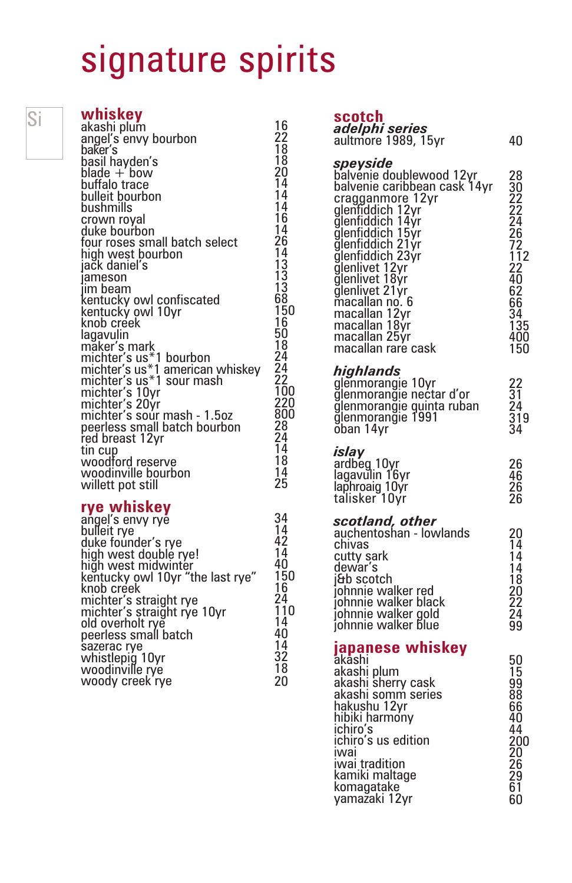# signature spirits

Si

## whiskey

| | |
|---|---|
| akashi plum | 16 |
| angel's envy bourbon | 22 |
| baker's | 18 |
| basil hayden's | 18 |
| blade + bow | 20 |
| buffalo trace | 14 |
| bulleit bourbon | 14 |
| bushmills | 14 |
| crown royal | 16 |
| duke bourbon | 14 |
| four roses small batch select | 26 |
| high west bourbon | 14 |
| jack daniel's | 13 |
| jameson | 13 |
| jim beam | 13 |
| kentucky owl confiscated | 68 |
| kentucky owl 10yr | 150 |
| knob creek | 16 |
| lagavulin | 50 |
| maker's mark | 18 |
| michter's us*1 bourbon | 24 |
| michter's us*1 american whiskey | 24 |
| michter's us*1 sour mash | 22 |
| michter's 10yr | 100 |
| michter's 20yr | 220 |
| michter's sour mash - 1.5oz | 800 |
| peerless small batch bourbon | 28 |
| red breast 12yr | 24 |
| tin cup | 14 |
| woodford reserve | 18 |
| woodinville bourbon | 14 |
| willett pot still | 25 |

## rye whiskey

| | |
|---|---|
| angel's envy rye | 34 |
| bulleit rye | 14 |
| duke founder's rye | 42 |
| high west double rye! | 14 |
| high west midwinter | 40 |
| kentucky owl 10yr "the last rye" | 150 |
| knob creek | 16 |
| michter's straight rye | 24 |
| michter's straight rye 10yr | 110 |
| old overholt rye | 14 |
| peerless small batch | 40 |
| sazerac rye | 14 |
| whistlepig 10yr | 32 |
| woodinville rye | 18 |
| woody creek rye | 20 |

## scotch

### *adelphi series*

| | |
|---|---|
| aultmore 1989, 15yr | 40 |

### *speyside*

| | |
|---|---|
| balvenie doublewood 12yr | 28 |
| balvenie caribbean cask 14yr | 30 |
| cragganmore 12yr | 22 |
| glenfiddich 12yr | 22 |
| glenfiddich 14yr | 24 |
| glenfiddich 15yr | 26 |
| glenfiddich 21yr | 72 |
| glenfiddich 23yr | 112 |
| glenlivet 12yr | 22 |
| glenlivet 18yr | 40 |
| glenlivet 21yr | 62 |
| macallan no. 6 | 66 |
| macallan 12yr | 34 |
| macallan 18yr | 135 |
| macallan 25yr | 400 |
| macallan rare cask | 150 |

### *highlands*

| | |
|---|---|
| glenmorangie 10yr | 22 |
| glenmorangie nectar d'or | 31 |
| glenmorangie quinta ruban | 24 |
| glenmorangie 1991 | 319 |
| oban 14yr | 34 |

### *islay*

| | |
|---|---|
| ardbeg 10yr | 26 |
| lagavulin 16yr | 46 |
| laphroaig 10yr | 26 |
| talisker 10yr | 26 |

### *scotland, other*

| | |
|---|---|
| auchentoshan - lowlands | 20 |
| chivas | 14 |
| cutty sark | 14 |
| dewar's | 14 |
| j&b scotch | 18 |
| johnnie walker red | 20 |
| johnnie walker black | 22 |
| johnnie walker gold | 24 |
| johnnie walker blue | 99 |

## japanese whiskey

| | |
|---|---|
| akashi | 50 |
| akashi plum | 15 |
| akashi sherry cask | 99 |
| akashi somm series | 88 |
| hakushu 12yr | 66 |
| hibiki harmony | 40 |
| ichiro's | 44 |
| ichiro's us edition | 200 |
| iwai | 20 |
| iwai tradition | 26 |
| kamiki maltage | 29 |
| komagatake | 61 |
| yamazaki 12yr | 60 |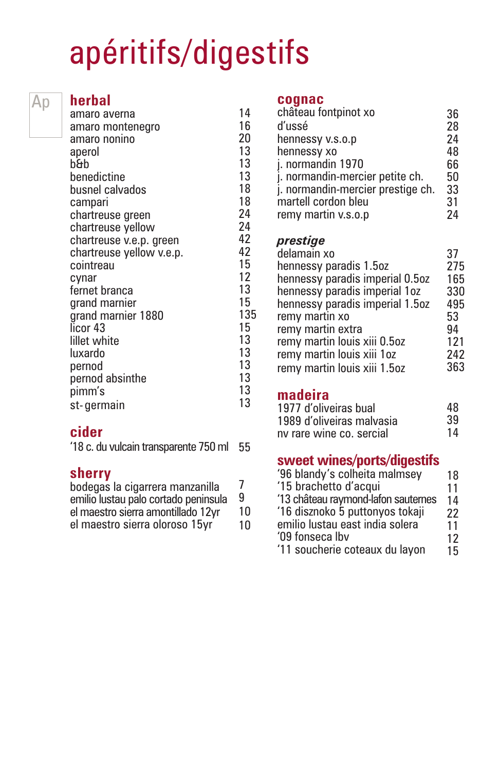# apéritifs/digestifs

Ap

## herbal

| | |
|---|---|
| amaro averna | 14 |
| amaro montenegro | 16 |
| amaro nonino | 20 |
| aperol | 13 |
| b&b | 13 |
| benedictine | 13 |
| busnel calvados | 18 |
| campari | 18 |
| chartreuse green | 24 |
| chartreuse yellow | 24 |
| chartreuse v.e.p. green | 42 |
| chartreuse yellow v.e.p. | 42 |
| cointreau | 15 |
| cynar | 12 |
| fernet branca | 13 |
| grand marnier | 15 |
| grand marnier 1880 | 135 |
| licor 43 | 15 |
| lillet white | 13 |
| luxardo | 13 |
| pernod | 13 |
| pernod absinthe | 13 |
| pimm's | 13 |
| st- germain | 13 |

## cider

| | |
|---|---|
| '18 c. du vulcain transparente 750 ml | 55 |

## sherry

| | |
|---|---|
| bodegas la cigarrera manzanilla | 7 |
| emilio lustau palo cortado peninsula | 9 |
| el maestro sierra amontillado 12yr | 10 |
| el maestro sierra oloroso 15yr | 10 |

## cognac

| | |
|---|---|
| château fontpinot xo | 36 |
| d'ussé | 28 |
| hennessy v.s.o.p | 24 |
| hennessy xo | 48 |
| j. normandin 1970 | 66 |
| j. normandin-mercier petite ch. | 50 |
| j. normandin-mercier prestige ch. | 33 |
| martell cordon bleu | 31 |
| remy martin v.s.o.p | 24 |

### *prestige*

| | |
|---|---|
| delamain xo | 37 |
| hennessy paradis 1.5oz | 275 |
| hennessy paradis imperial 0.5oz | 165 |
| hennessy paradis imperial 1oz | 330 |
| hennessy paradis imperial 1.5oz | 495 |
| remy martin xo | 53 |
| remy martin extra | 94 |
| remy martin louis xiii 0.5oz | 121 |
| remy martin louis xiii 1oz | 242 |
| remy martin louis xiii 1.5oz | 363 |

## madeira

| | |
|---|---|
| 1977 d'oliveiras bual | 48 |
| 1989 d'oliveiras malvasia | 39 |
| nv rare wine co. sercial | 14 |

## sweet wines/ports/digestifs

| | |
|---|---|
| '96 blandy's colheita malmsey | 18 |
| '15 brachetto d'acqui | 11 |
| '13 château raymond-lafon sauternes | 14 |
| '16 disznoko 5 puttonyos tokaji | 22 |
| emilio lustau east india solera | 11 |
| '09 fonseca lbv | 12 |
| '11 soucherie coteaux du layon | 15 |